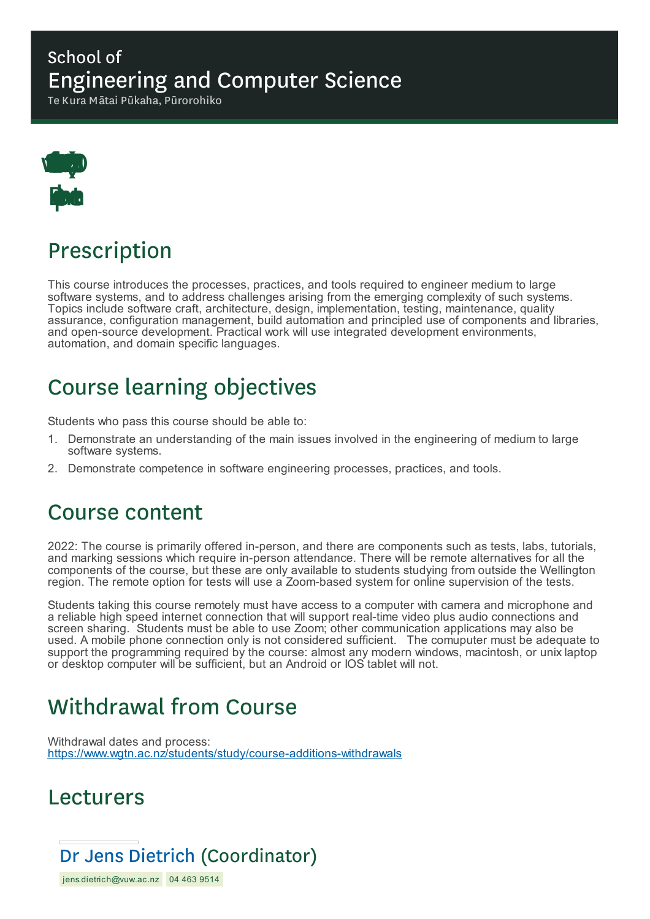School of

# Engineering and Computer Science

Te Kura Mātai Pūkaha, Pūrorohiko

## Prescription

This course introduces the processes, practices, and tools required to engineer medium to large software systems, and to address challenges arising from the emerging complexity of such systems. Topics include software craft, architecture, design, implementation, testing, maintenance, quality assurance, configuration management, build automation and principled use of components and libraries, and open-source development. Practical work will use integrated development environments, automation, and domain specific languages.

## Course learning objectives

Students who pass this course should be able to:

1. Demonstrate an understanding of the main issues involved in the engineering of medium to large software systems.
2. Demonstrate competence in software engineering processes, practices, and tools.

## Course content

2022: The course is primarily offered in-person, and there are components such as tests, labs, tutorials, and marking sessions which require in-person attendance. There will be remote alternatives for all the components of the course, but these are only available to students studying from outside the Wellington region. The remote option for tests will use a Zoom-based system for online supervision of the tests.

Students taking this course remotely must have access to a computer with camera and microphone and a reliable high speed internet connection that will support real-time video plus audio connections and screen sharing. Students must be able to use Zoom; other communication applications may also be used. A mobile phone connection only is not considered sufficient. The comuputer must be adequate to support the programming required by the course: almost any modern windows, macintosh, or unix laptop or desktop computer will be sufficient, but an Android or IOS tablet will not.

## Withdrawal from Course

Withdrawal dates and process:
https://www.wgtn.ac.nz/students/study/course-additions-withdrawals

## Lecturers

### Dr Jens Dietrich (Coordinator)

jens.dietrich@vuw.ac.nz 04 463 9514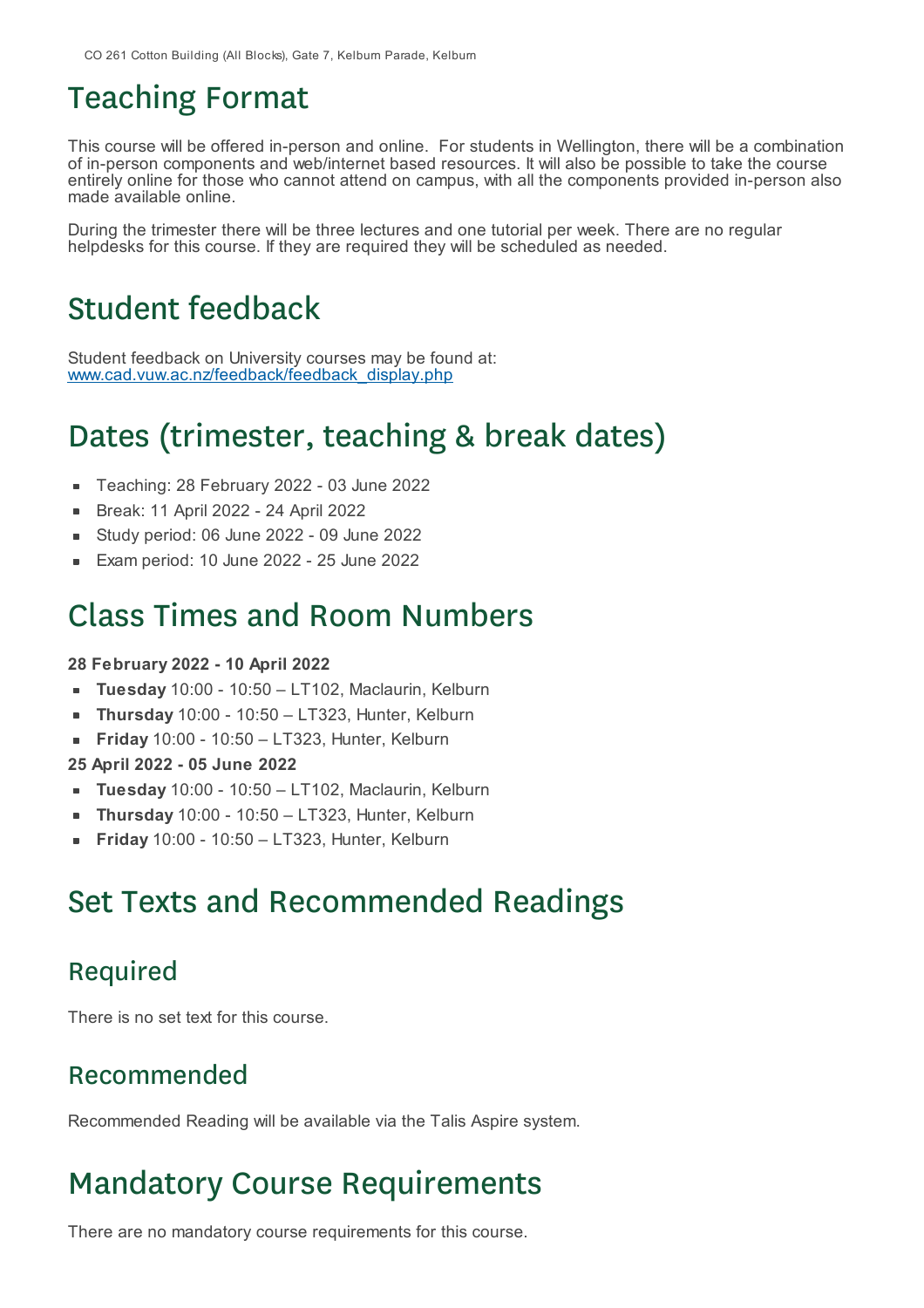CO 261 Cotton Building (All Blocks), Gate 7, Kelburn Parade, Kelburn

# Teaching Format

This course will be offered in-person and online. For students in Wellington, there will be a combination of in-person components and web/internet based resources. It will also be possible to take the course entirely online for those who cannot attend on campus, with all the components provided in-person also made available online.

During the trimester there will be three lectures and one tutorial per week. There are no regular helpdesks for this course. If they are required they will be scheduled as needed.

# Student feedback

Student feedback on University courses may be found at:
www.cad.vuw.ac.nz/feedback/feedback_display.php

# Dates (trimester, teaching & break dates)

- Teaching: 28 February 2022 - 03 June 2022
- Break: 11 April 2022 - 24 April 2022
- Study period: 06 June 2022 - 09 June 2022
- Exam period: 10 June 2022 - 25 June 2022

# Class Times and Room Numbers

**28 February 2022 - 10 April 2022**

- **Tuesday** 10:00 - 10:50 – LT102, Maclaurin, Kelburn
- **Thursday** 10:00 - 10:50 – LT323, Hunter, Kelburn
- **Friday** 10:00 - 10:50 – LT323, Hunter, Kelburn

**25 April 2022 - 05 June 2022**

- **Tuesday** 10:00 - 10:50 – LT102, Maclaurin, Kelburn
- **Thursday** 10:00 - 10:50 – LT323, Hunter, Kelburn
- **Friday** 10:00 - 10:50 – LT323, Hunter, Kelburn

# Set Texts and Recommended Readings

## Required

There is no set text for this course.

## Recommended

Recommended Reading will be available via the Talis Aspire system.

# Mandatory Course Requirements

There are no mandatory course requirements for this course.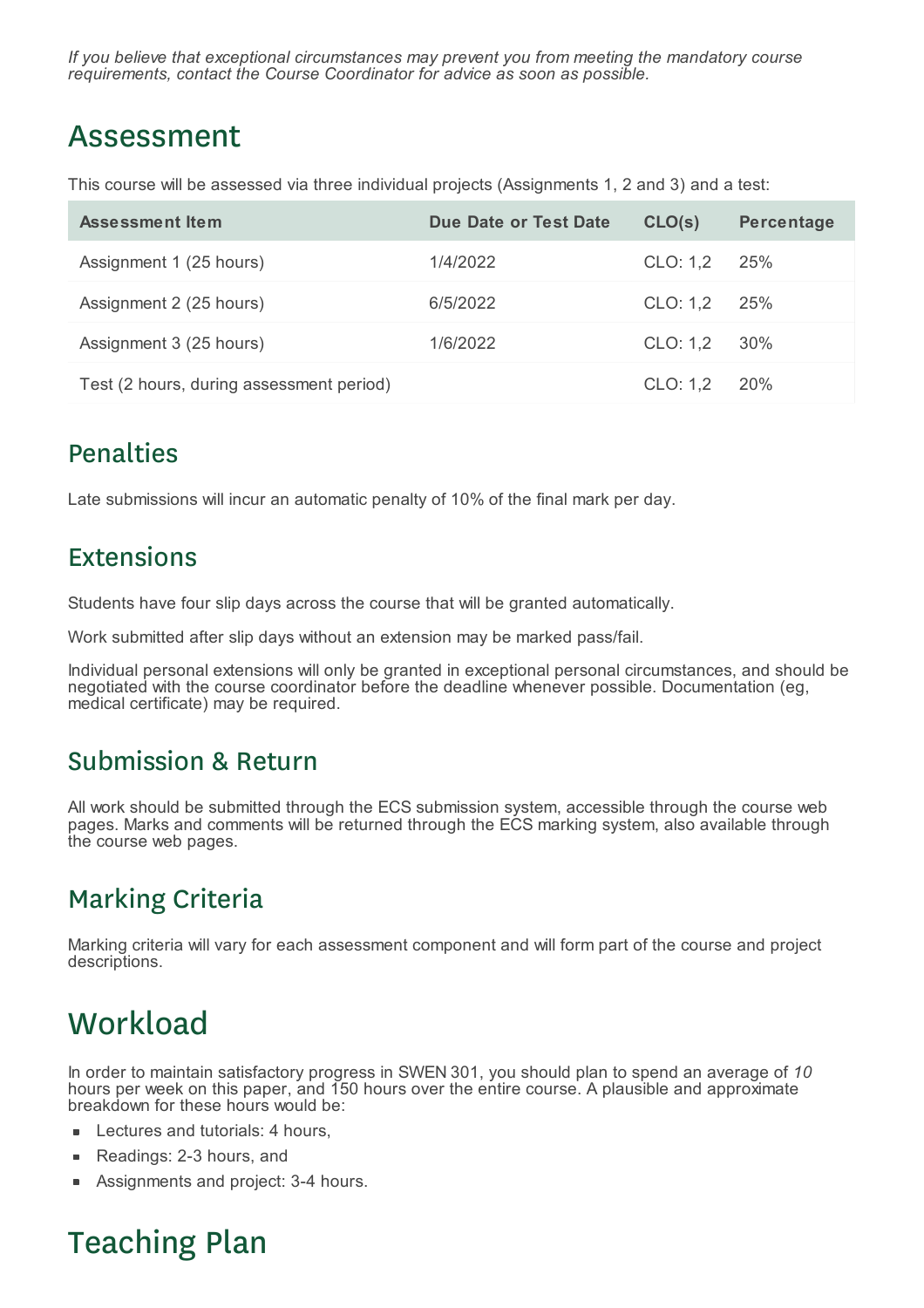*If you believe that exceptional circumstances may prevent you from meeting the mandatory course requirements, contact the Course Coordinator for advice as soon as possible.*

# Assessment

This course will be assessed via three individual projects (Assignments 1, 2 and 3) and a test:

| Assessment Item | Due Date or Test Date | CLO(s) | Percentage |
|---|---|---|---|
| Assignment 1 (25 hours) | 1/4/2022 | CLO: 1,2 | 25% |
| Assignment 2 (25 hours) | 6/5/2022 | CLO: 1,2 | 25% |
| Assignment 3 (25 hours) | 1/6/2022 | CLO: 1,2 | 30% |
| Test (2 hours, during assessment period) | | CLO: 1,2 | 20% |

## Penalties

Late submissions will incur an automatic penalty of 10% of the final mark per day.

## Extensions

Students have four slip days across the course that will be granted automatically.

Work submitted after slip days without an extension may be marked pass/fail.

Individual personal extensions will only be granted in exceptional personal circumstances, and should be negotiated with the course coordinator before the deadline whenever possible. Documentation (eg, medical certificate) may be required.

## Submission & Return

All work should be submitted through the ECS submission system, accessible through the course web pages. Marks and comments will be returned through the ECS marking system, also available through the course web pages.

## Marking Criteria

Marking criteria will vary for each assessment component and will form part of the course and project descriptions.

# Workload

In order to maintain satisfactory progress in SWEN 301, you should plan to spend an average of *10* hours per week on this paper, and 150 hours over the entire course. A plausible and approximate breakdown for these hours would be:

- Lectures and tutorials: 4 hours,
- Readings: 2-3 hours, and
- Assignments and project: 3-4 hours.

# Teaching Plan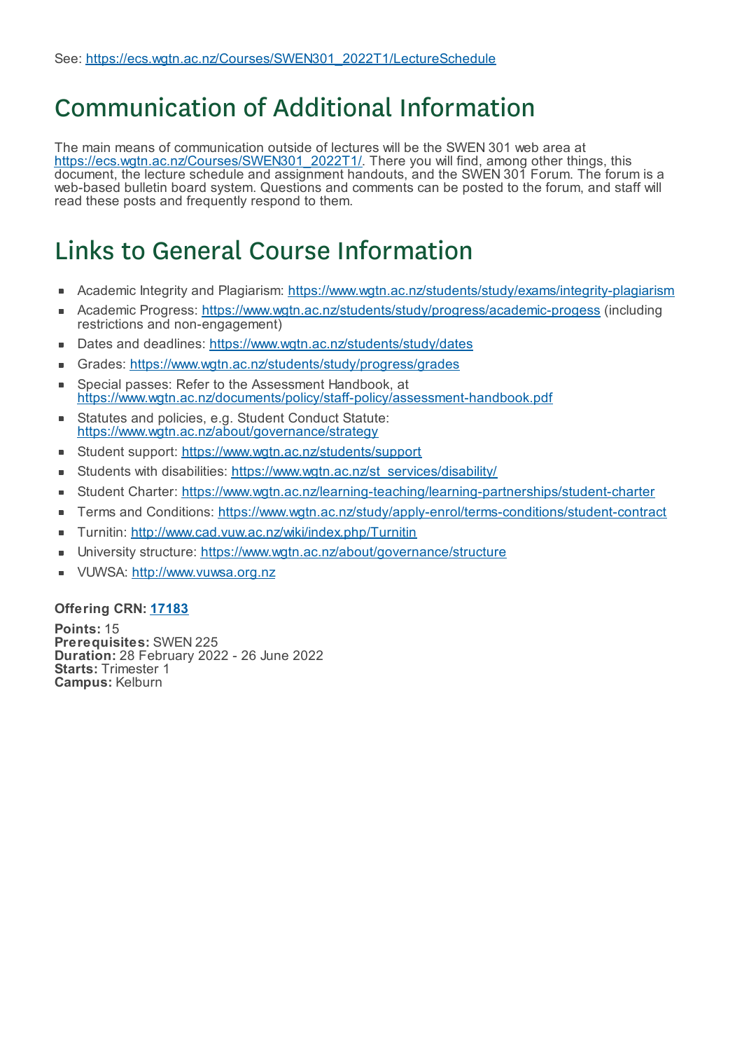See: https://ecs.wgtn.ac.nz/Courses/SWEN301_2022T1/LectureSchedule

## Communication of Additional Information

The main means of communication outside of lectures will be the SWEN 301 web area at https://ecs.wgtn.ac.nz/Courses/SWEN301_2022T1/. There you will find, among other things, this document, the lecture schedule and assignment handouts, and the SWEN 301 Forum. The forum is a web-based bulletin board system. Questions and comments can be posted to the forum, and staff will read these posts and frequently respond to them.

## Links to General Course Information

- Academic Integrity and Plagiarism: https://www.wgtn.ac.nz/students/study/exams/integrity-plagiarism
- Academic Progress: https://www.wgtn.ac.nz/students/study/progress/academic-progess (including restrictions and non-engagement)
- Dates and deadlines: https://www.wgtn.ac.nz/students/study/dates
- Grades: https://www.wgtn.ac.nz/students/study/progress/grades
- Special passes: Refer to the Assessment Handbook, at https://www.wgtn.ac.nz/documents/policy/staff-policy/assessment-handbook.pdf
- Statutes and policies, e.g. Student Conduct Statute: https://www.wgtn.ac.nz/about/governance/strategy
- Student support: https://www.wgtn.ac.nz/students/support
- Students with disabilities: https://www.wgtn.ac.nz/st_services/disability/
- Student Charter: https://www.wgtn.ac.nz/learning-teaching/learning-partnerships/student-charter
- Terms and Conditions: https://www.wgtn.ac.nz/study/apply-enrol/terms-conditions/student-contract
- Turnitin: http://www.cad.vuw.ac.nz/wiki/index.php/Turnitin
- University structure: https://www.wgtn.ac.nz/about/governance/structure
- VUWSA: http://www.vuwsa.org.nz

**Offering CRN: 17183**

**Points:** 15
**Prerequisites:** SWEN 225
**Duration:** 28 February 2022 - 26 June 2022
**Starts:** Trimester 1
**Campus:** Kelburn